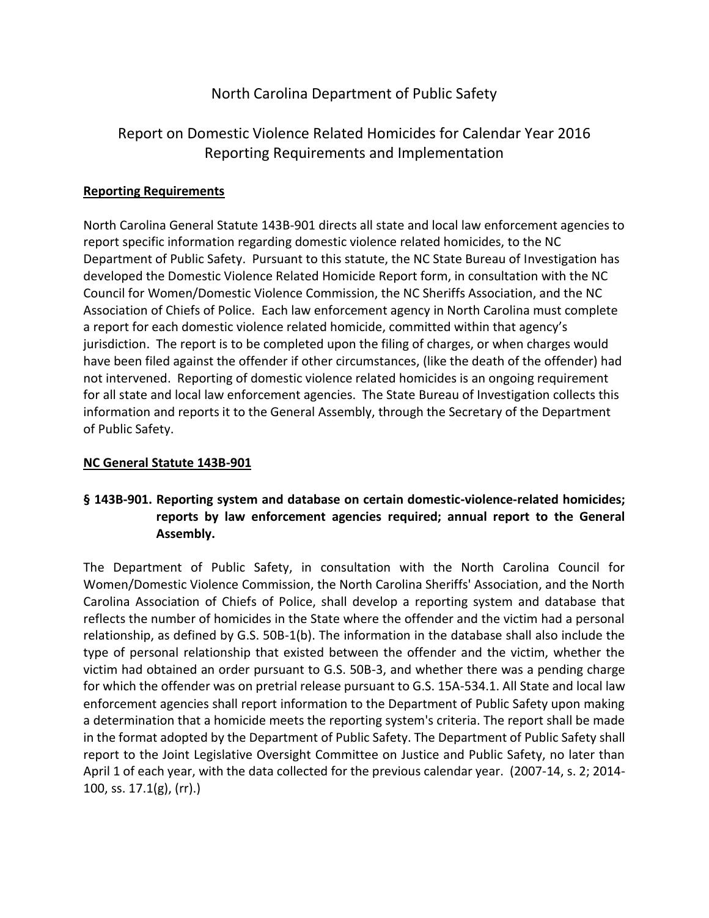# North Carolina Department of Public Safety

## Report on Domestic Violence Related Homicides for Calendar Year 2016 Reporting Requirements and Implementation

### Reporting Requirements

North Carolina General Statute 143B-901 directs all state and local law enforcement agencies to report specific information regarding domestic violence related homicides, to the NC Department of Public Safety. Pursuant to this statute, the NC State Bureau of Investigation has developed the Domestic Violence Related Homicide Report form, in consultation with the NC Council for Women/Domestic Violence Commission, the NC Sheriffs Association, and the NC Association of Chiefs of Police. Each law enforcement agency in North Carolina must complete a report for each domestic violence related homicide, committed within that agency's jurisdiction. The report is to be completed upon the filing of charges, or when charges would have been filed against the offender if other circumstances, (like the death of the offender) had not intervened. Reporting of domestic violence related homicides is an ongoing requirement for all state and local law enforcement agencies. The State Bureau of Investigation collects this information and reports it to the General Assembly, through the Secretary of the Department of Public Safety.

### NC General Statute 143B-901

**§ 143B-901. Reporting system and database on certain domestic-violence-related homicides; reports by law enforcement agencies required; annual report to the General Assembly.**

The Department of Public Safety, in consultation with the North Carolina Council for Women/Domestic Violence Commission, the North Carolina Sheriffs' Association, and the North Carolina Association of Chiefs of Police, shall develop a reporting system and database that reflects the number of homicides in the State where the offender and the victim had a personal relationship, as defined by G.S. 50B-1(b). The information in the database shall also include the type of personal relationship that existed between the offender and the victim, whether the victim had obtained an order pursuant to G.S. 50B-3, and whether there was a pending charge for which the offender was on pretrial release pursuant to G.S. 15A-534.1. All State and local law enforcement agencies shall report information to the Department of Public Safety upon making a determination that a homicide meets the reporting system's criteria. The report shall be made in the format adopted by the Department of Public Safety. The Department of Public Safety shall report to the Joint Legislative Oversight Committee on Justice and Public Safety, no later than April 1 of each year, with the data collected for the previous calendar year. (2007-14, s. 2; 2014-100, ss. 17.1(g), (rr).)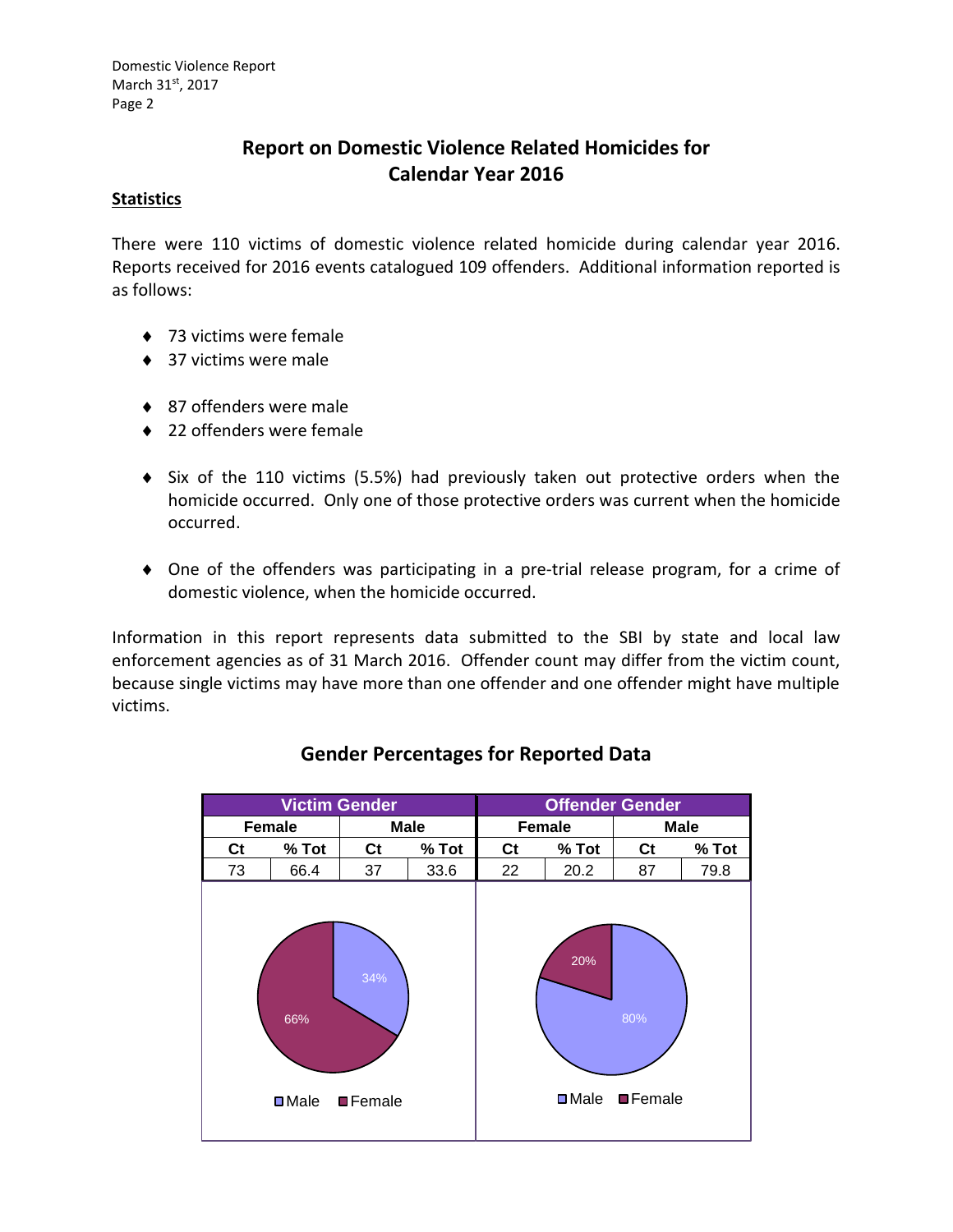# Report on Domestic Violence Related Homicides for Calendar Year 2016

**Statistics**

There were 110 victims of domestic violence related homicide during calendar year 2016. Reports received for 2016 events catalogued 109 offenders. Additional information reported is as follows:

- 73 victims were female
- 37 victims were male

- 87 offenders were male
- 22 offenders were female

- Six of the 110 victims (5.5%) had previously taken out protective orders when the homicide occurred. Only one of those protective orders was current when the homicide occurred.

- One of the offenders was participating in a pre-trial release program, for a crime of domestic violence, when the homicide occurred.

Information in this report represents data submitted to the SBI by state and local law enforcement agencies as of 31 March 2016. Offender count may differ from the victim count, because single victims may have more than one offender and one offender might have multiple victims.

## Gender Percentages for Reported Data

| Victim Gender | | | | Offender Gender | | | |
|---|---|---|---|---|---|---|---|
| Female | | Male | | Female | | Male | |
| Ct | % Tot | Ct | % Tot | Ct | % Tot | Ct | % Tot |
| 73 | 66.4 | 37 | 33.6 | 22 | 20.2 | 87 | 79.8 |

Victim Gender: Male 34%, Female 66%

Offender Gender: Male 80%, Female 20%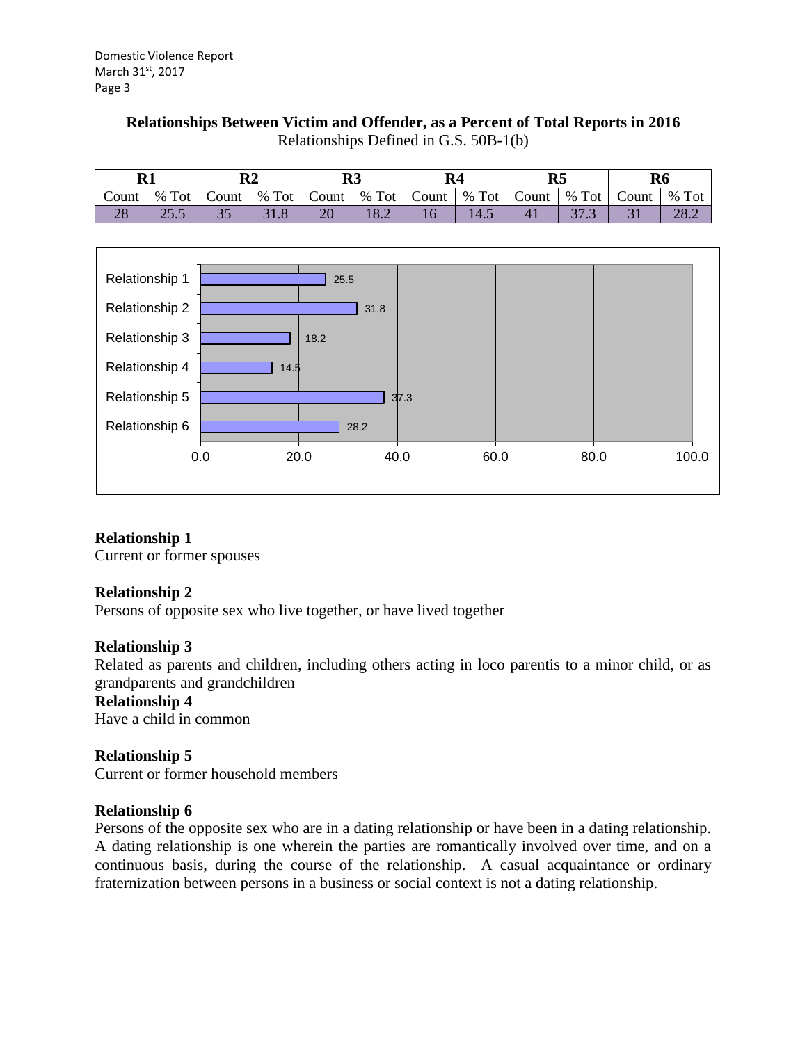**Relationships Between Victim and Offender, as a Percent of Total Reports in 2016**

Relationships Defined in G.S. 50B-1(b)

| R1 | | R2 | | R3 | | R4 | | R5 | | R6 | |
|---|---|---|---|---|---|---|---|---|---|---|---|
| Count | % Tot | Count | % Tot | Count | % Tot | Count | % Tot | Count | % Tot | Count | % Tot |
| 28 | 25.5 | 35 | 31.8 | 20 | 18.2 | 16 | 14.5 | 41 | 37.3 | 31 | 28.2 |

| Relationship | Value |
|---|---|
| Relationship 1 | 25.5 |
| Relationship 2 | 31.8 |
| Relationship 3 | 18.2 |
| Relationship 4 | 14.5 |
| Relationship 5 | 37.3 |
| Relationship 6 | 28.2 |

**Relationship 1**
Current or former spouses

**Relationship 2**
Persons of opposite sex who live together, or have lived together

**Relationship 3**
Related as parents and children, including others acting in loco parentis to a minor child, or as grandparents and grandchildren

**Relationship 4**
Have a child in common

**Relationship 5**
Current or former household members

**Relationship 6**
Persons of the opposite sex who are in a dating relationship or have been in a dating relationship. A dating relationship is one wherein the parties are romantically involved over time, and on a continuous basis, during the course of the relationship. A casual acquaintance or ordinary fraternization between persons in a business or social context is not a dating relationship.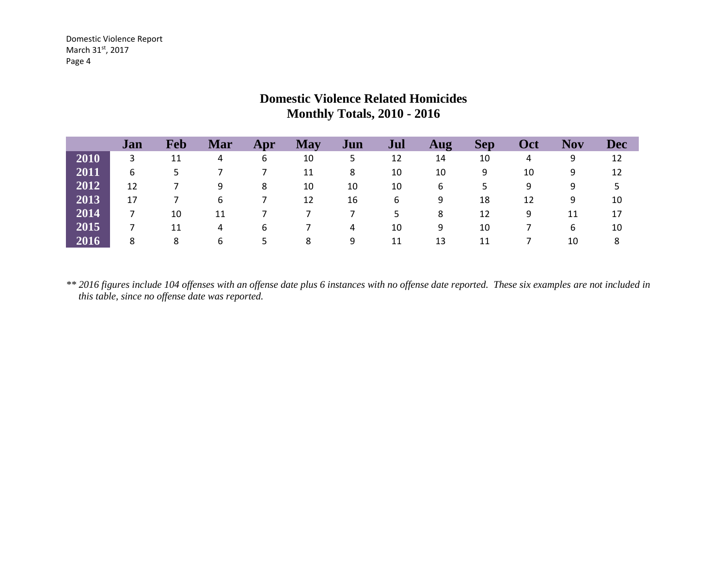## Domestic Violence Related Homicides
## Monthly Totals, 2010 - 2016

| | Jan | Feb | Mar | Apr | May | Jun | Jul | Aug | Sep | Oct | Nov | Dec |
|---|---|---|---|---|---|---|---|---|---|---|---|---|
| **2010** | 3 | 11 | 4 | 6 | 10 | 5 | 12 | 14 | 10 | 4 | 9 | 12 |
| **2011** | 6 | 5 | 7 | 7 | 11 | 8 | 10 | 10 | 9 | 10 | 9 | 12 |
| **2012** | 12 | 7 | 9 | 8 | 10 | 10 | 10 | 6 | 5 | 9 | 9 | 5 |
| **2013** | 17 | 7 | 6 | 7 | 12 | 16 | 6 | 9 | 18 | 12 | 9 | 10 |
| **2014** | 7 | 10 | 11 | 7 | 7 | 7 | 5 | 8 | 12 | 9 | 11 | 17 |
| **2015** | 7 | 11 | 4 | 6 | 7 | 4 | 10 | 9 | 10 | 7 | 6 | 10 |
| **2016** | 8 | 8 | 6 | 5 | 8 | 9 | 11 | 13 | 11 | 7 | 10 | 8 |

*** 2016 figures include 104 offenses with an offense date plus 6 instances with no offense date reported. These six examples are not included in this table, since no offense date was reported.*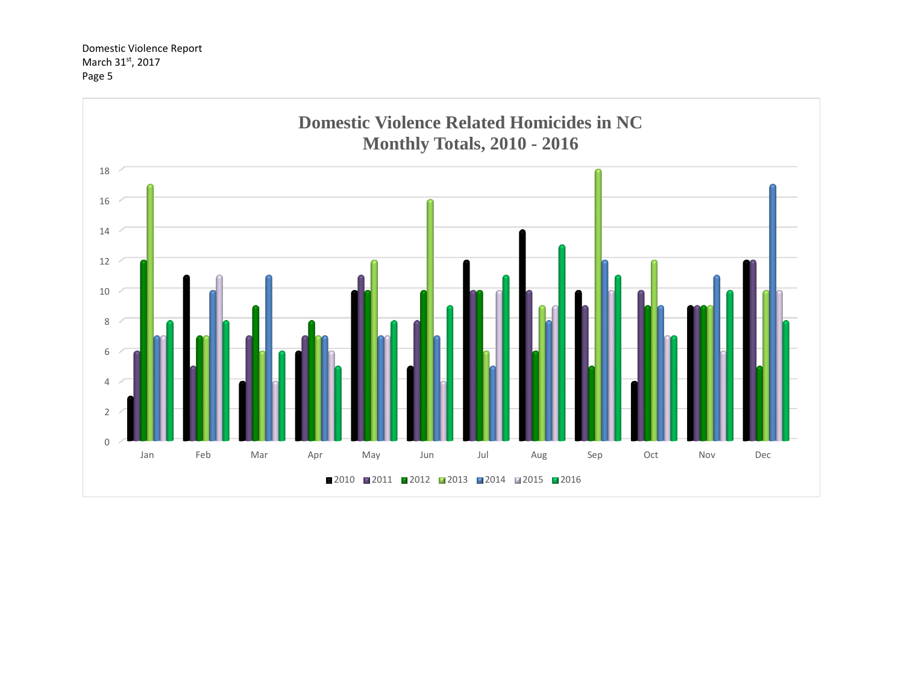## Domestic Violence Related Homicides in NC
## Monthly Totals, 2010 - 2016

| Month | 2010 | 2011 | 2012 | 2013 | 2014 | 2015 | 2016 |
|---|---|---|---|---|---|---|---|
| Jan | 3 | 6 | 12 | 17 | 7 | 7 | 8 |
| Feb | 11 | 5 | 7 | 7 | 10 | 11 | 8 |
| Mar | 4 | 7 | 9 | 6 | 11 | 4 | 6 |
| Apr | 6 | 7 | 8 | 7 | 7 | 6 | 5 |
| May | 10 | 11 | 10 | 12 | 7 | 7 | 8 |
| Jun | 5 | 8 | 10 | 16 | 7 | 4 | 9 |
| Jul | 12 | 10 | 10 | 6 | 5 | 10 | 11 |
| Aug | 14 | 10 | 6 | 9 | 8 | 9 | 13 |
| Sep | 10 | 9 | 5 | 18 | 12 | 10 | 11 |
| Oct | 4 | 10 | 9 | 12 | 9 | 7 | 7 |
| Nov | 9 | 9 | 9 | 9 | 11 | 6 | 10 |
| Dec | 12 | 12 | 5 | 10 | 17 | 10 | 8 |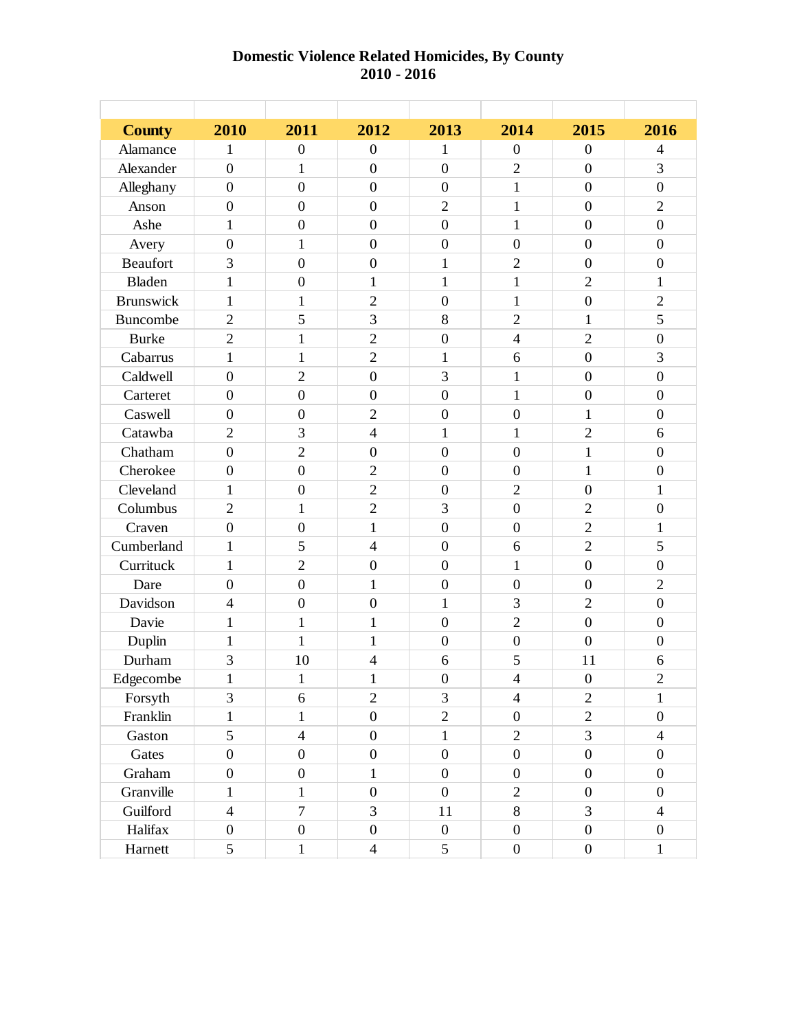# Domestic Violence Related Homicides, By County
## 2010 - 2016

| County | 2010 | 2011 | 2012 | 2013 | 2014 | 2015 | 2016 |
|---|---|---|---|---|---|---|---|
| Alamance | 1 | 0 | 0 | 1 | 0 | 0 | 4 |
| Alexander | 0 | 1 | 0 | 0 | 2 | 0 | 3 |
| Alleghany | 0 | 0 | 0 | 0 | 1 | 0 | 0 |
| Anson | 0 | 0 | 0 | 2 | 1 | 0 | 2 |
| Ashe | 1 | 0 | 0 | 0 | 1 | 0 | 0 |
| Avery | 0 | 1 | 0 | 0 | 0 | 0 | 0 |
| Beaufort | 3 | 0 | 0 | 1 | 2 | 0 | 0 |
| Bladen | 1 | 0 | 1 | 1 | 1 | 2 | 1 |
| Brunswick | 1 | 1 | 2 | 0 | 1 | 0 | 2 |
| Buncombe | 2 | 5 | 3 | 8 | 2 | 1 | 5 |
| Burke | 2 | 1 | 2 | 0 | 4 | 2 | 0 |
| Cabarrus | 1 | 1 | 2 | 1 | 6 | 0 | 3 |
| Caldwell | 0 | 2 | 0 | 3 | 1 | 0 | 0 |
| Carteret | 0 | 0 | 0 | 0 | 1 | 0 | 0 |
| Caswell | 0 | 0 | 2 | 0 | 0 | 1 | 0 |
| Catawba | 2 | 3 | 4 | 1 | 1 | 2 | 6 |
| Chatham | 0 | 2 | 0 | 0 | 0 | 1 | 0 |
| Cherokee | 0 | 0 | 2 | 0 | 0 | 1 | 0 |
| Cleveland | 1 | 0 | 2 | 0 | 2 | 0 | 1 |
| Columbus | 2 | 1 | 2 | 3 | 0 | 2 | 0 |
| Craven | 0 | 0 | 1 | 0 | 0 | 2 | 1 |
| Cumberland | 1 | 5 | 4 | 0 | 6 | 2 | 5 |
| Currituck | 1 | 2 | 0 | 0 | 1 | 0 | 0 |
| Dare | 0 | 0 | 1 | 0 | 0 | 0 | 2 |
| Davidson | 4 | 0 | 0 | 1 | 3 | 2 | 0 |
| Davie | 1 | 1 | 1 | 0 | 2 | 0 | 0 |
| Duplin | 1 | 1 | 1 | 0 | 0 | 0 | 0 |
| Durham | 3 | 10 | 4 | 6 | 5 | 11 | 6 |
| Edgecombe | 1 | 1 | 1 | 0 | 4 | 0 | 2 |
| Forsyth | 3 | 6 | 2 | 3 | 4 | 2 | 1 |
| Franklin | 1 | 1 | 0 | 2 | 0 | 2 | 0 |
| Gaston | 5 | 4 | 0 | 1 | 2 | 3 | 4 |
| Gates | 0 | 0 | 0 | 0 | 0 | 0 | 0 |
| Graham | 0 | 0 | 1 | 0 | 0 | 0 | 0 |
| Granville | 1 | 1 | 0 | 0 | 2 | 0 | 0 |
| Guilford | 4 | 7 | 3 | 11 | 8 | 3 | 4 |
| Halifax | 0 | 0 | 0 | 0 | 0 | 0 | 0 |
| Harnett | 5 | 1 | 4 | 5 | 0 | 0 | 1 |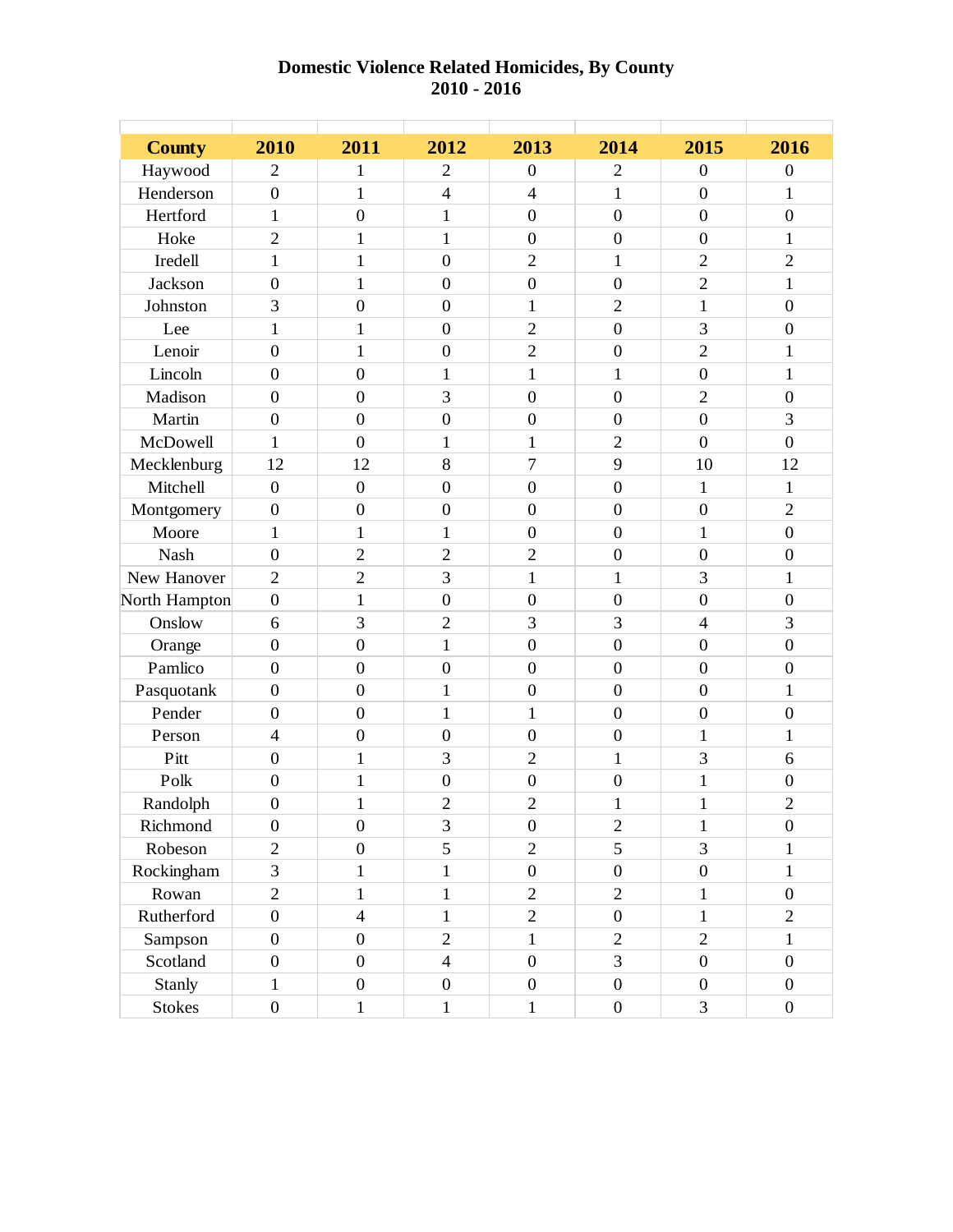# Domestic Violence Related Homicides, By County
## 2010 - 2016

| County | 2010 | 2011 | 2012 | 2013 | 2014 | 2015 | 2016 |
|---|---|---|---|---|---|---|---|
| Haywood | 2 | 1 | 2 | 0 | 2 | 0 | 0 |
| Henderson | 0 | 1 | 4 | 4 | 1 | 0 | 1 |
| Hertford | 1 | 0 | 1 | 0 | 0 | 0 | 0 |
| Hoke | 2 | 1 | 1 | 0 | 0 | 0 | 1 |
| Iredell | 1 | 1 | 0 | 2 | 1 | 2 | 2 |
| Jackson | 0 | 1 | 0 | 0 | 0 | 2 | 1 |
| Johnston | 3 | 0 | 0 | 1 | 2 | 1 | 0 |
| Lee | 1 | 1 | 0 | 2 | 0 | 3 | 0 |
| Lenoir | 0 | 1 | 0 | 2 | 0 | 2 | 1 |
| Lincoln | 0 | 0 | 1 | 1 | 1 | 0 | 1 |
| Madison | 0 | 0 | 3 | 0 | 0 | 2 | 0 |
| Martin | 0 | 0 | 0 | 0 | 0 | 0 | 3 |
| McDowell | 1 | 0 | 1 | 1 | 2 | 0 | 0 |
| Mecklenburg | 12 | 12 | 8 | 7 | 9 | 10 | 12 |
| Mitchell | 0 | 0 | 0 | 0 | 0 | 1 | 1 |
| Montgomery | 0 | 0 | 0 | 0 | 0 | 0 | 2 |
| Moore | 1 | 1 | 1 | 0 | 0 | 1 | 0 |
| Nash | 0 | 2 | 2 | 2 | 0 | 0 | 0 |
| New Hanover | 2 | 2 | 3 | 1 | 1 | 3 | 1 |
| North Hampton | 0 | 1 | 0 | 0 | 0 | 0 | 0 |
| Onslow | 6 | 3 | 2 | 3 | 3 | 4 | 3 |
| Orange | 0 | 0 | 1 | 0 | 0 | 0 | 0 |
| Pamlico | 0 | 0 | 0 | 0 | 0 | 0 | 0 |
| Pasquotank | 0 | 0 | 1 | 0 | 0 | 0 | 1 |
| Pender | 0 | 0 | 1 | 1 | 0 | 0 | 0 |
| Person | 4 | 0 | 0 | 0 | 0 | 1 | 1 |
| Pitt | 0 | 1 | 3 | 2 | 1 | 3 | 6 |
| Polk | 0 | 1 | 0 | 0 | 0 | 1 | 0 |
| Randolph | 0 | 1 | 2 | 2 | 1 | 1 | 2 |
| Richmond | 0 | 0 | 3 | 0 | 2 | 1 | 0 |
| Robeson | 2 | 0 | 5 | 2 | 5 | 3 | 1 |
| Rockingham | 3 | 1 | 1 | 0 | 0 | 0 | 1 |
| Rowan | 2 | 1 | 1 | 2 | 2 | 1 | 0 |
| Rutherford | 0 | 4 | 1 | 2 | 0 | 1 | 2 |
| Sampson | 0 | 0 | 2 | 1 | 2 | 2 | 1 |
| Scotland | 0 | 0 | 4 | 0 | 3 | 0 | 0 |
| Stanly | 1 | 0 | 0 | 0 | 0 | 0 | 0 |
| Stokes | 0 | 1 | 1 | 1 | 0 | 3 | 0 |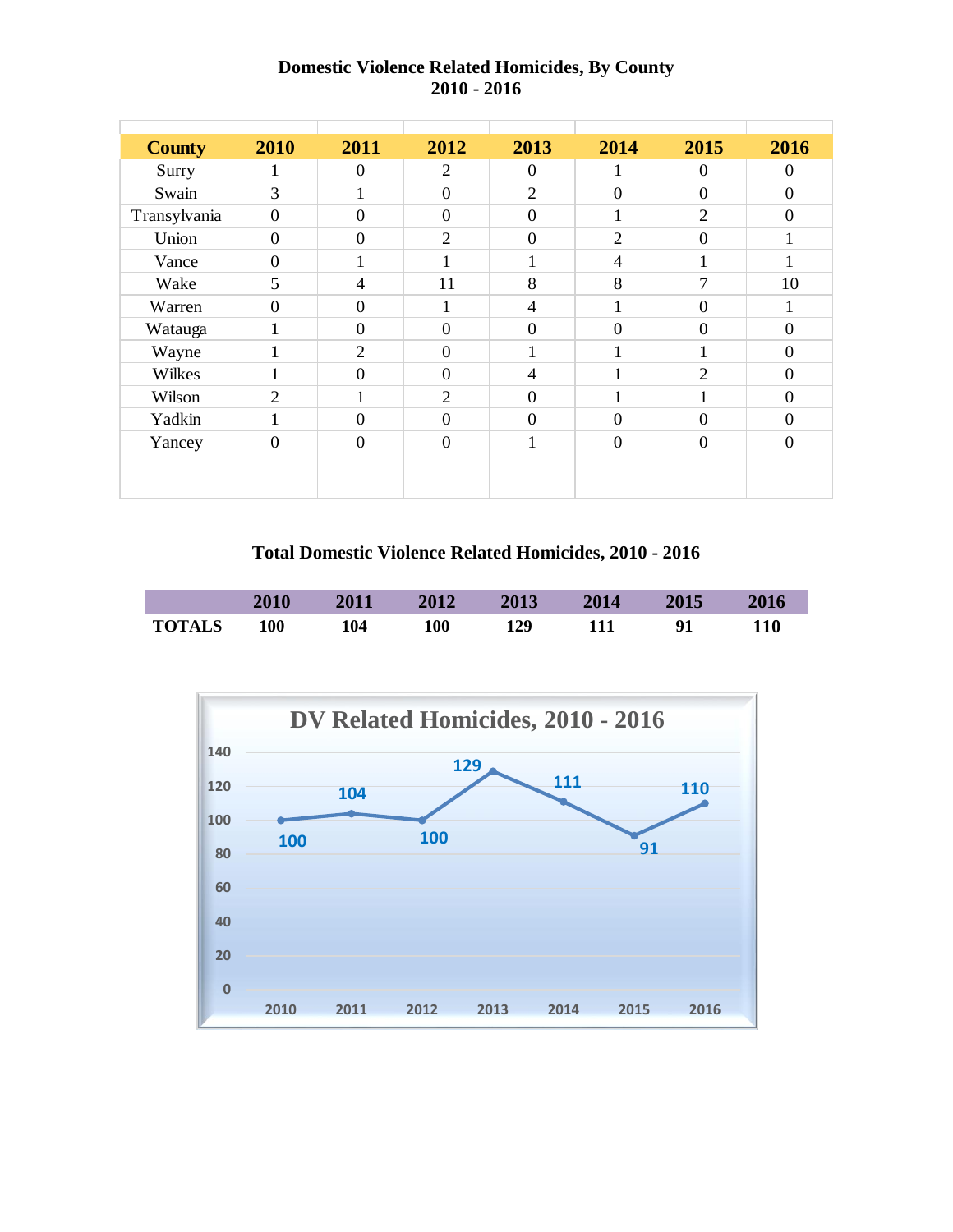**Domestic Violence Related Homicides, By County**
**2010 - 2016**

| County | 2010 | 2011 | 2012 | 2013 | 2014 | 2015 | 2016 |
|---|---|---|---|---|---|---|---|
| Surry | 1 | 0 | 2 | 0 | 1 | 0 | 0 |
| Swain | 3 | 1 | 0 | 2 | 0 | 0 | 0 |
| Transylvania | 0 | 0 | 0 | 0 | 1 | 2 | 0 |
| Union | 0 | 0 | 2 | 0 | 2 | 0 | 1 |
| Vance | 0 | 1 | 1 | 1 | 4 | 1 | 1 |
| Wake | 5 | 4 | 11 | 8 | 8 | 7 | 10 |
| Warren | 0 | 0 | 1 | 4 | 1 | 0 | 1 |
| Watauga | 1 | 0 | 0 | 0 | 0 | 0 | 0 |
| Wayne | 1 | 2 | 0 | 1 | 1 | 1 | 0 |
| Wilkes | 1 | 0 | 0 | 4 | 1 | 2 | 0 |
| Wilson | 2 | 1 | 2 | 0 | 1 | 1 | 0 |
| Yadkin | 1 | 0 | 0 | 0 | 0 | 0 | 0 |
| Yancey | 0 | 0 | 0 | 1 | 0 | 0 | 0 |

**Total Domestic Violence Related Homicides, 2010 - 2016**

| | 2010 | 2011 | 2012 | 2013 | 2014 | 2015 | 2016 |
|---|---|---|---|---|---|---|---|
| **TOTALS** | **100** | **104** | **100** | **129** | **111** | **91** | **110** |

**DV Related Homicides, 2010 - 2016**

| Year | 2010 | 2011 | 2012 | 2013 | 2014 | 2015 | 2016 |
|---|---|---|---|---|---|---|---|
| Homicides | 100 | 104 | 100 | 129 | 111 | 91 | 110 |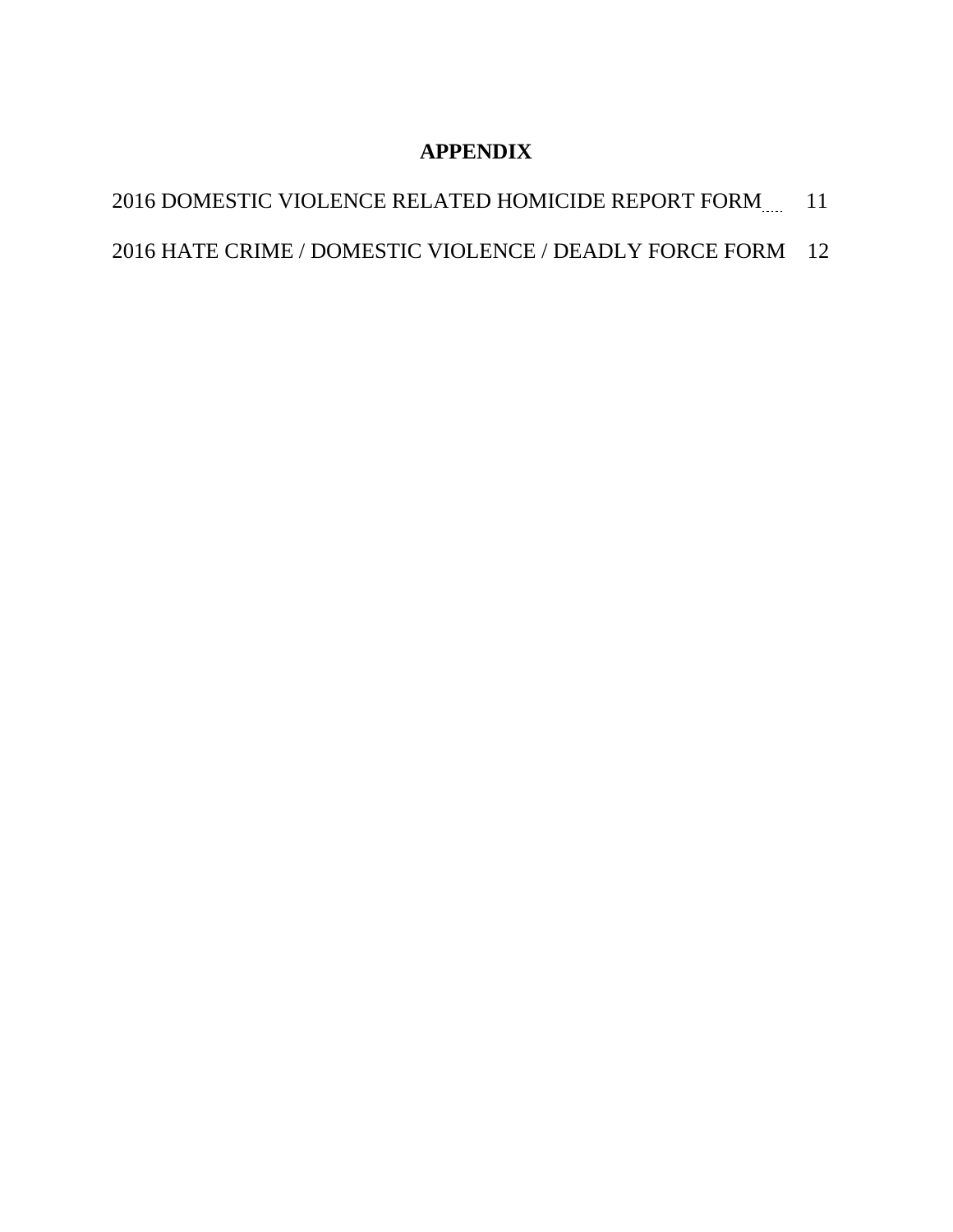# APPENDIX

2016 DOMESTIC VIOLENCE RELATED HOMICIDE REPORT FORM 11

2016 HATE CRIME / DOMESTIC VIOLENCE / DEADLY FORCE FORM 12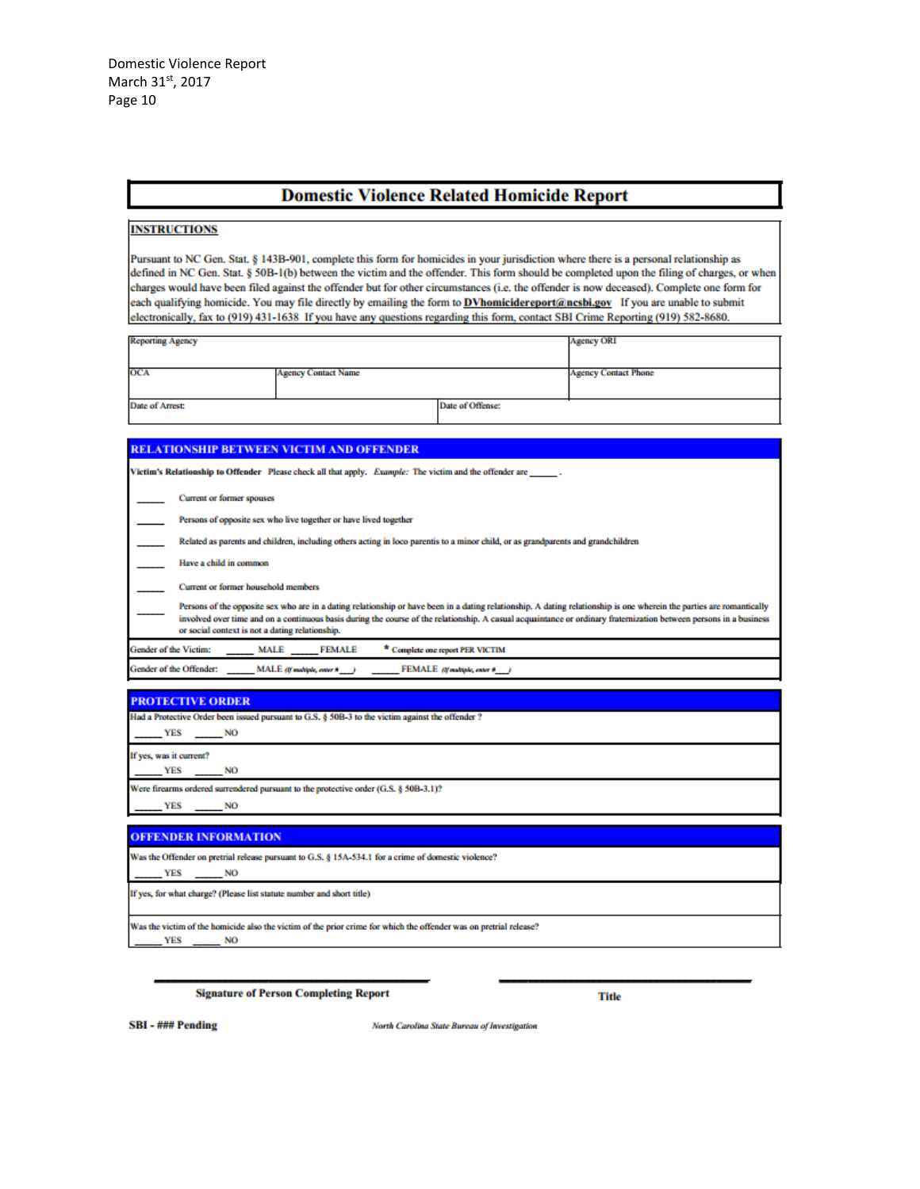# Domestic Violence Related Homicide Report

**INSTRUCTIONS**

Pursuant to NC Gen. Stat. § 143B-901, complete this form for homicides in your jurisdiction where there is a personal relationship as defined in NC Gen. Stat. § 50B-1(b) between the victim and the offender. This form should be completed upon the filing of charges, or when charges would have been filed against the offender but for other circumstances (i.e. the offender is now deceased). Complete one form for each qualifying homicide. You may file directly by emailing the form to **DVhomicidereport@ncsbi.gov** If you are unable to submit electronically, fax to (919) 431-1638 If you have any questions regarding this form, contact SBI Crime Reporting (919) 582-8680.

| Reporting Agency | | | Agency ORI |
|---|---|---|---|
| OCA | Agency Contact Name | | Agency Contact Phone |
| Date of Arrest: | | Date of Offense: | |

## RELATIONSHIP BETWEEN VICTIM AND OFFENDER

**Victim's Relationship to Offender** Please check all that apply. *Example:* The victim and the offender are _____ .

_____ Current or former spouses

_____ Persons of opposite sex who live together or have lived together

_____ Related as parents and children, including others acting in loco parentis to a minor child, or as grandparents and grandchildren

_____ Have a child in common

_____ Current or former household members

_____ Persons of the opposite sex who are in a dating relationship or have been in a dating relationship. A dating relationship is one wherein the parties are romantically involved over time and on a continuous basis during the course of the relationship. A casual acquaintance or ordinary fraternization between persons in a business or social context is not a dating relationship.

Gender of the Victim: _____ MALE _____ FEMALE * Complete one report PER VICTIM

Gender of the Offender: _____ MALE *(If multiple, enter # ___)* _____ FEMALE *(If multiple, enter # ___)*

## PROTECTIVE ORDER

Had a Protective Order been issued pursuant to G.S. § 50B-3 to the victim against the offender ?
_____ YES _____ NO

If yes, was it current?
_____ YES _____ NO

Were firearms ordered surrendered pursuant to the protective order (G.S. § 50B-3.1)?
_____ YES _____ NO

## OFFENDER INFORMATION

Was the Offender on pretrial release pursuant to G.S. § 15A-534.1 for a crime of domestic violence?
_____ YES _____ NO

If yes, for what charge? (Please list statute number and short title)

Was the victim of the homicide also the victim of the prior crime for which the offender was on pretrial release?
_____ YES _____ NO

________________________________ ________________________________

**Signature of Person Completing Report** **Title**

**SBI - ### Pending** *North Carolina State Bureau of Investigation*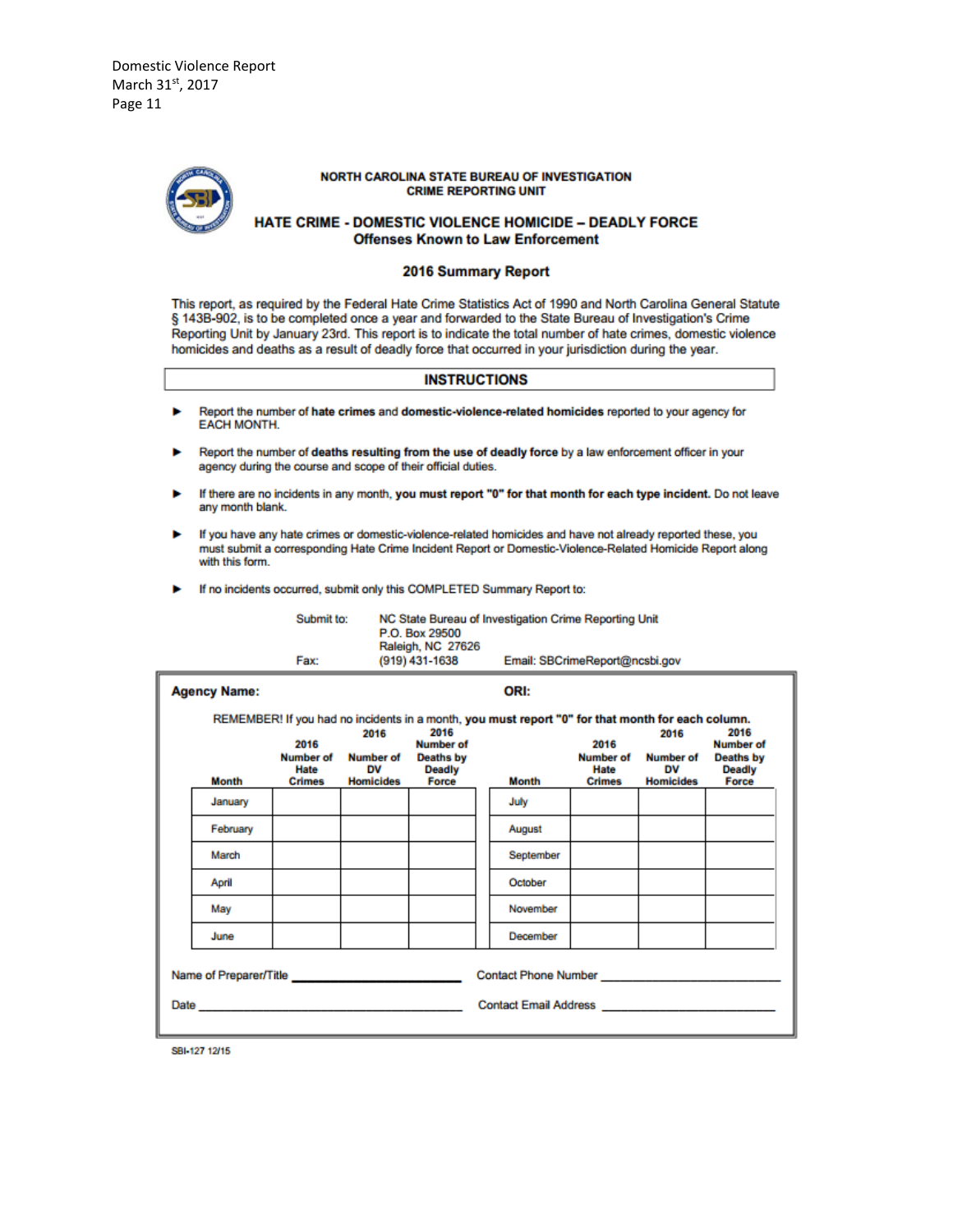NORTH CAROLINA STATE BUREAU OF INVESTIGATION
CRIME REPORTING UNIT

## HATE CRIME - DOMESTIC VIOLENCE HOMICIDE – DEADLY FORCE
### Offenses Known to Law Enforcement

### 2016 Summary Report

This report, as required by the Federal Hate Crime Statistics Act of 1990 and North Carolina General Statute § 143B-902, is to be completed once a year and forwarded to the State Bureau of Investigation's Crime Reporting Unit by January 23rd. This report is to indicate the total number of hate crimes, domestic violence homicides and deaths as a result of deadly force that occurred in your jurisdiction during the year.

**INSTRUCTIONS**

- Report the number of **hate crimes** and **domestic-violence-related homicides** reported to your agency for EACH MONTH.
- Report the number of **deaths resulting from the use of deadly force** by a law enforcement officer in your agency during the course and scope of their official duties.
- If there are no incidents in any month, **you must report "0" for that month for each type incident.** Do not leave any month blank.
- If you have any hate crimes or domestic-violence-related homicides and have not already reported these, you must submit a corresponding Hate Crime Incident Report or Domestic-Violence-Related Homicide Report along with this form.
- If no incidents occurred, submit only this COMPLETED Summary Report to:

Submit to: NC State Bureau of Investigation Crime Reporting Unit
P.O. Box 29500
Raleigh, NC 27626

Fax: (919) 431-1638 Email: SBCrimeReport@ncsbi.gov

**Agency Name:** **ORI:**

REMEMBER! If you had no incidents in a month, **you must report "0" for that month for each column.**

| Month | 2016 Number of Hate Crimes | 2016 Number of DV Homicides | 2016 Number of Deaths by Deadly Force | Month | 2016 Number of Hate Crimes | 2016 Number of DV Homicides | 2016 Number of Deaths by Deadly Force |
|---|---|---|---|---|---|---|---|
| January | | | | July | | | |
| February | | | | August | | | |
| March | | | | September | | | |
| April | | | | October | | | |
| May | | | | November | | | |
| June | | | | December | | | |

Name of Preparer/Title ____________________ Contact Phone Number ____________________

Date ____________________ Contact Email Address ____________________

SBI-127 12/15